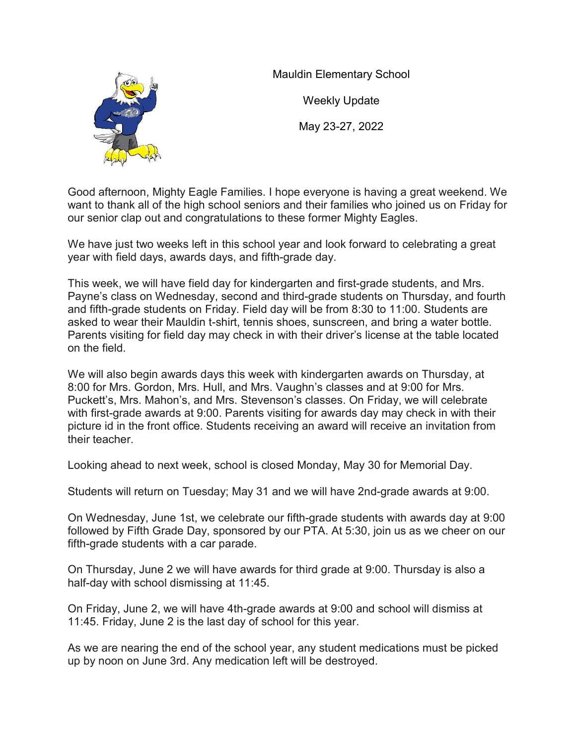Mauldin Elementary School

Weekly Update

May 23-27, 2022

Good afternoon, Mighty Eagle Families. I hope everyone is having a great weekend. We want to thank all of the high school seniors and their families who joined us on Friday for our senior clap out and congratulations to these former Mighty Eagles.

We have just two weeks left in this school year and look forward to celebrating a great year with field days, awards days, and fifth-grade day.

This week, we will have field day for kindergarten and first-grade students, and Mrs. Payne's class on Wednesday, second and third-grade students on Thursday, and fourth and fifth-grade students on Friday. Field day will be from 8:30 to 11:00. Students are asked to wear their Mauldin t-shirt, tennis shoes, sunscreen, and bring a water bottle. Parents visiting for field day may check in with their driver's license at the table located on the field.

We will also begin awards days this week with kindergarten awards on Thursday, at 8:00 for Mrs. Gordon, Mrs. Hull, and Mrs. Vaughn's classes and at 9:00 for Mrs. Puckett's, Mrs. Mahon's, and Mrs. Stevenson's classes. On Friday, we will celebrate with first-grade awards at 9:00. Parents visiting for awards day may check in with their picture id in the front office. Students receiving an award will receive an invitation from their teacher.

Looking ahead to next week, school is closed Monday, May 30 for Memorial Day.

Students will return on Tuesday; May 31 and we will have 2nd-grade awards at 9:00.

On Wednesday, June 1st, we celebrate our fifth-grade students with awards day at 9:00 followed by Fifth Grade Day, sponsored by our PTA. At 5:30, join us as we cheer on our fifth-grade students with a car parade.

On Thursday, June 2 we will have awards for third grade at 9:00. Thursday is also a half-day with school dismissing at 11:45.

On Friday, June 2, we will have 4th-grade awards at 9:00 and school will dismiss at 11:45. Friday, June 2 is the last day of school for this year.

As we are nearing the end of the school year, any student medications must be picked up by noon on June 3rd. Any medication left will be destroyed.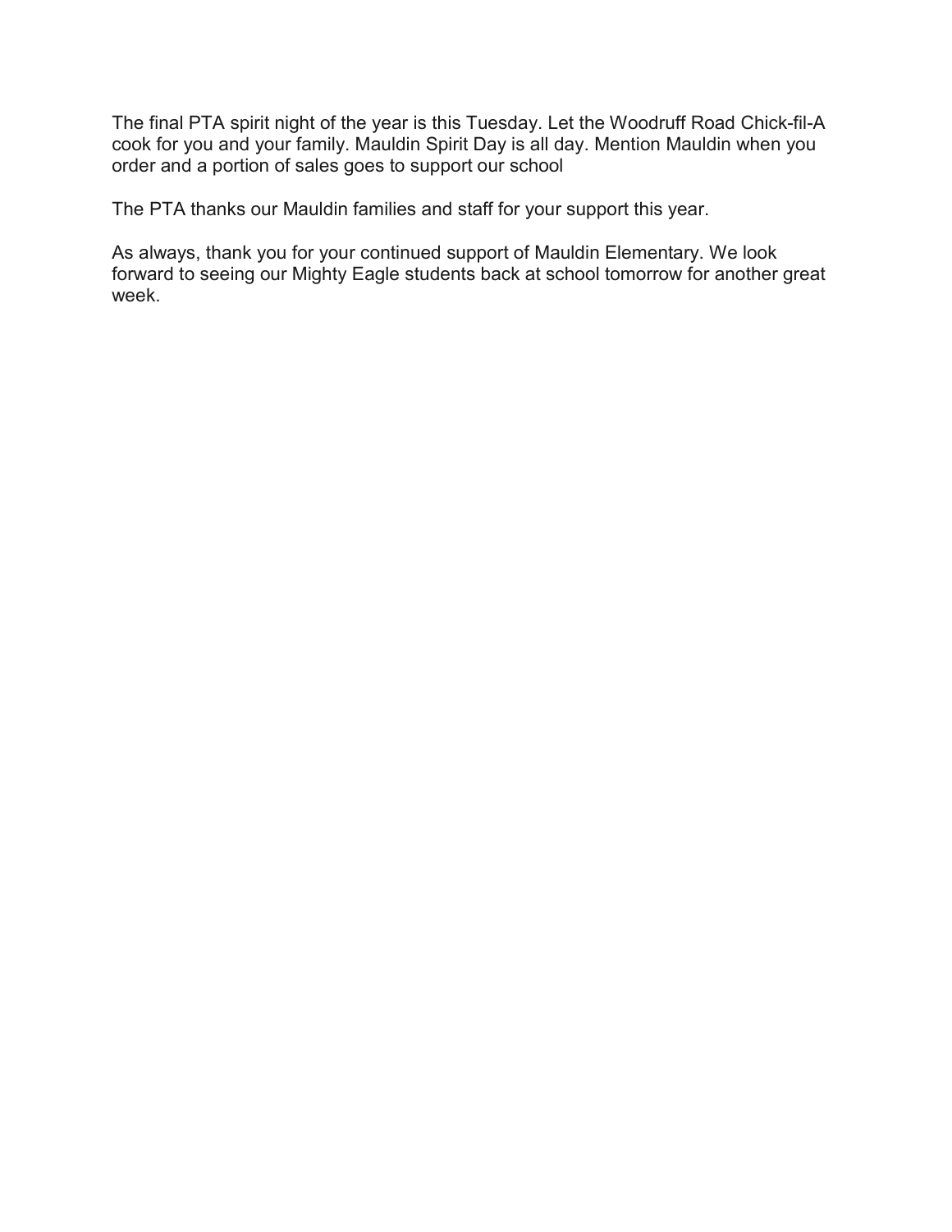The final PTA spirit night of the year is this Tuesday. Let the Woodruff Road Chick-fil-A cook for you and your family. Mauldin Spirit Day is all day. Mention Mauldin when you order and a portion of sales goes to support our school

The PTA thanks our Mauldin families and staff for your support this year.

As always, thank you for your continued support of Mauldin Elementary. We look forward to seeing our Mighty Eagle students back at school tomorrow for another great week.